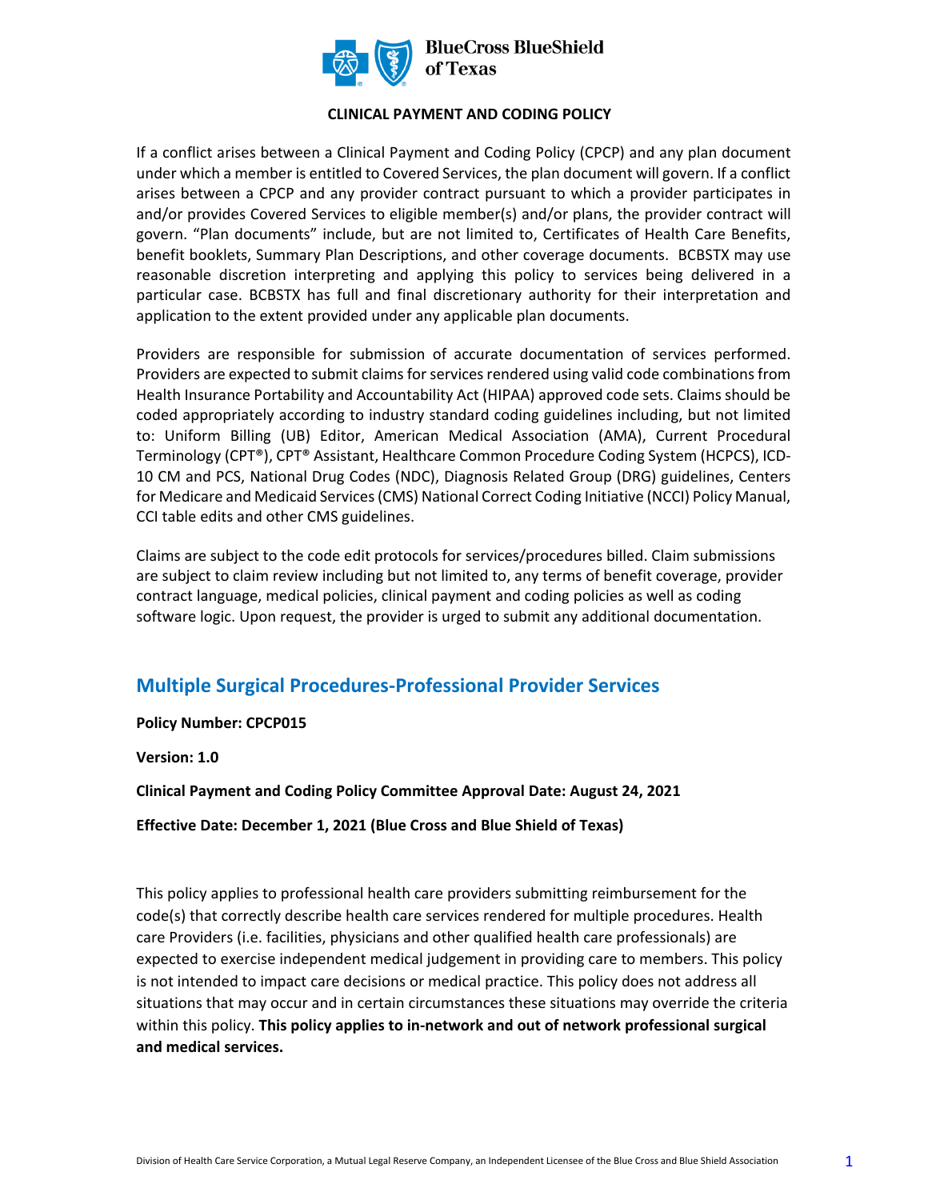BlueCross BlueShield of Texas

**CLINICAL PAYMENT AND CODING POLICY**

If a conflict arises between a Clinical Payment and Coding Policy (CPCP) and any plan document under which a member is entitled to Covered Services, the plan document will govern. If a conflict arises between a CPCP and any provider contract pursuant to which a provider participates in and/or provides Covered Services to eligible member(s) and/or plans, the provider contract will govern. "Plan documents" include, but are not limited to, Certificates of Health Care Benefits, benefit booklets, Summary Plan Descriptions, and other coverage documents. BCBSTX may use reasonable discretion interpreting and applying this policy to services being delivered in a particular case. BCBSTX has full and final discretionary authority for their interpretation and application to the extent provided under any applicable plan documents.

Providers are responsible for submission of accurate documentation of services performed. Providers are expected to submit claims for services rendered using valid code combinations from Health Insurance Portability and Accountability Act (HIPAA) approved code sets. Claims should be coded appropriately according to industry standard coding guidelines including, but not limited to: Uniform Billing (UB) Editor, American Medical Association (AMA), Current Procedural Terminology (CPT®), CPT® Assistant, Healthcare Common Procedure Coding System (HCPCS), ICD-10 CM and PCS, National Drug Codes (NDC), Diagnosis Related Group (DRG) guidelines, Centers for Medicare and Medicaid Services (CMS) National Correct Coding Initiative (NCCI) Policy Manual, CCI table edits and other CMS guidelines.

Claims are subject to the code edit protocols for services/procedures billed. Claim submissions are subject to claim review including but not limited to, any terms of benefit coverage, provider contract language, medical policies, clinical payment and coding policies as well as coding software logic. Upon request, the provider is urged to submit any additional documentation.

## Multiple Surgical Procedures-Professional Provider Services

**Policy Number: CPCP015**

**Version: 1.0**

**Clinical Payment and Coding Policy Committee Approval Date: August 24, 2021**

**Effective Date: December 1, 2021 (Blue Cross and Blue Shield of Texas)**

This policy applies to professional health care providers submitting reimbursement for the code(s) that correctly describe health care services rendered for multiple procedures. Health care Providers (i.e. facilities, physicians and other qualified health care professionals) are expected to exercise independent medical judgement in providing care to members. This policy is not intended to impact care decisions or medical practice. This policy does not address all situations that may occur and in certain circumstances these situations may override the criteria within this policy. **This policy applies to in-network and out of network professional surgical and medical services.**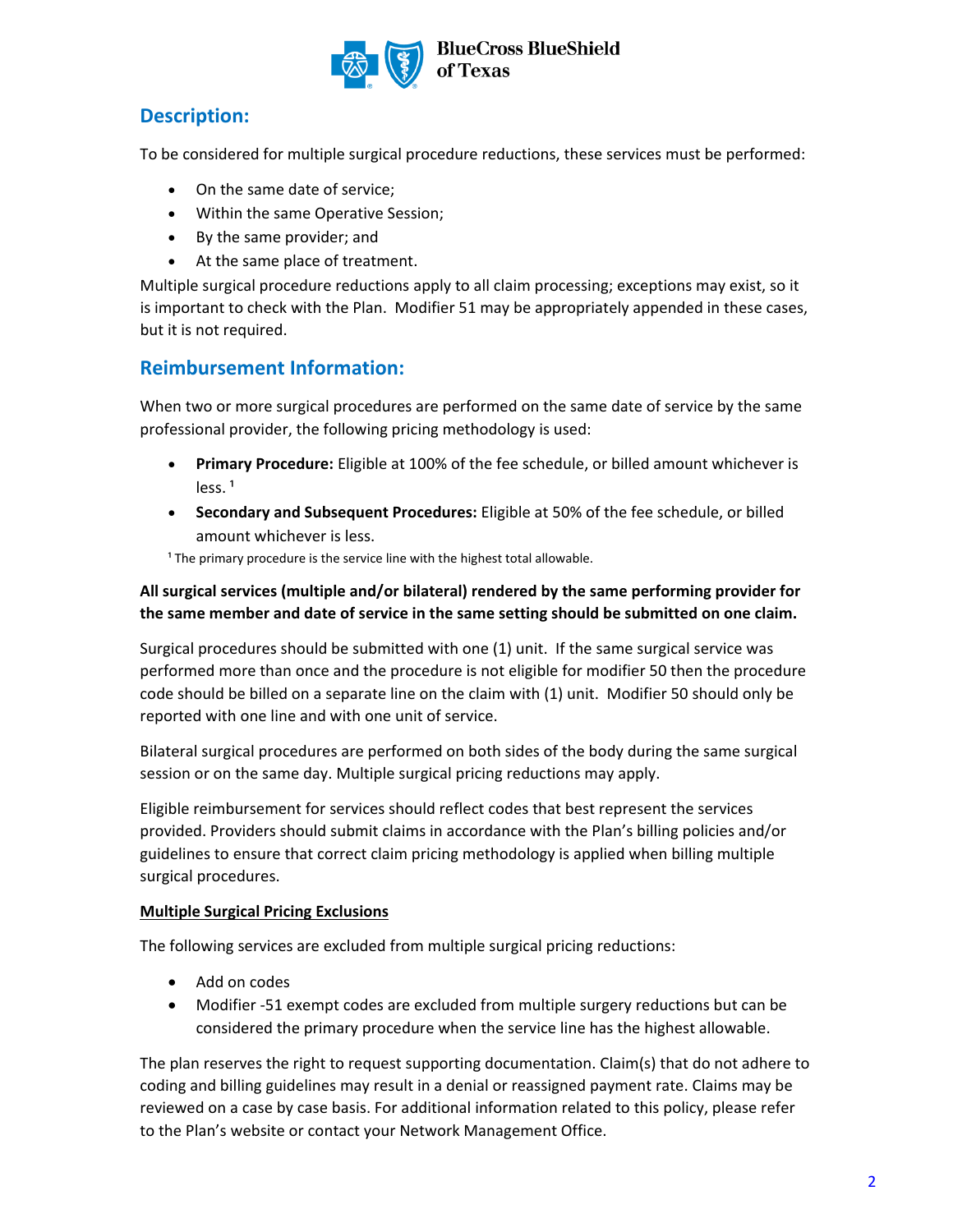## Description:

To be considered for multiple surgical procedure reductions, these services must be performed:

- On the same date of service;
- Within the same Operative Session;
- By the same provider; and
- At the same place of treatment.

Multiple surgical procedure reductions apply to all claim processing; exceptions may exist, so it is important to check with the Plan. Modifier 51 may be appropriately appended in these cases, but it is not required.

## Reimbursement Information:

When two or more surgical procedures are performed on the same date of service by the same professional provider, the following pricing methodology is used:

- **Primary Procedure:** Eligible at 100% of the fee schedule, or billed amount whichever is less. [1]
- **Secondary and Subsequent Procedures:** Eligible at 50% of the fee schedule, or billed amount whichever is less.

[1] The primary procedure is the service line with the highest total allowable.

**All surgical services (multiple and/or bilateral) rendered by the same performing provider for the same member and date of service in the same setting should be submitted on one claim.**

Surgical procedures should be submitted with one (1) unit. If the same surgical service was performed more than once and the procedure is not eligible for modifier 50 then the procedure code should be billed on a separate line on the claim with (1) unit. Modifier 50 should only be reported with one line and with one unit of service.

Bilateral surgical procedures are performed on both sides of the body during the same surgical session or on the same day. Multiple surgical pricing reductions may apply.

Eligible reimbursement for services should reflect codes that best represent the services provided. Providers should submit claims in accordance with the Plan's billing policies and/or guidelines to ensure that correct claim pricing methodology is applied when billing multiple surgical procedures.

**Multiple Surgical Pricing Exclusions**

The following services are excluded from multiple surgical pricing reductions:

- Add on codes
- Modifier -51 exempt codes are excluded from multiple surgery reductions but can be considered the primary procedure when the service line has the highest allowable.

The plan reserves the right to request supporting documentation. Claim(s) that do not adhere to coding and billing guidelines may result in a denial or reassigned payment rate. Claims may be reviewed on a case by case basis. For additional information related to this policy, please refer to the Plan's website or contact your Network Management Office.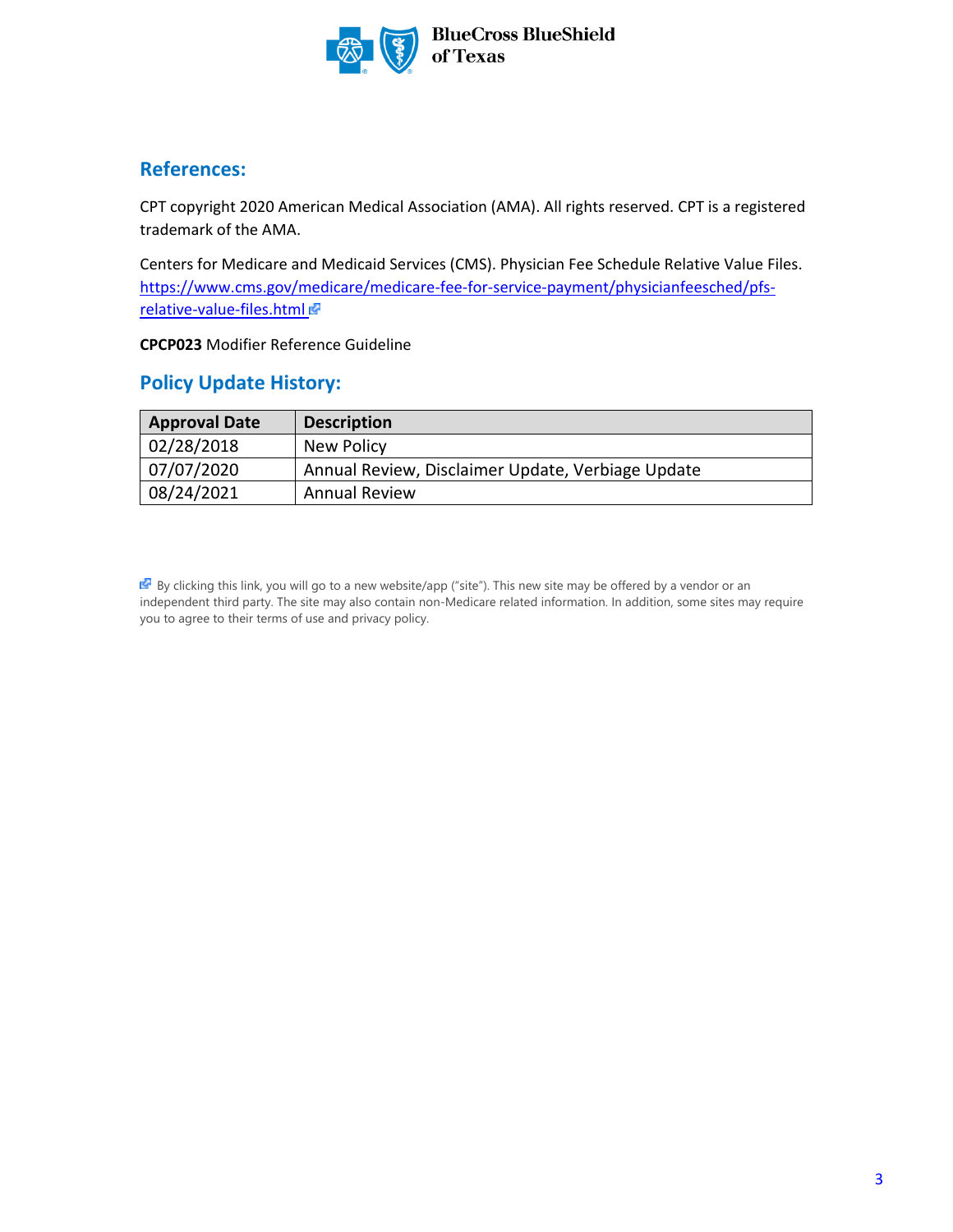## References:

CPT copyright 2020 American Medical Association (AMA). All rights reserved. CPT is a registered trademark of the AMA.

Centers for Medicare and Medicaid Services (CMS). Physician Fee Schedule Relative Value Files. https://www.cms.gov/medicare/medicare-fee-for-service-payment/physicianfeesched/pfs-relative-value-files.html

**CPCP023** Modifier Reference Guideline

## Policy Update History:

| Approval Date | Description |
|---|---|
| 02/28/2018 | New Policy |
| 07/07/2020 | Annual Review, Disclaimer Update, Verbiage Update |
| 08/24/2021 | Annual Review |

By clicking this link, you will go to a new website/app ("site"). This new site may be offered by a vendor or an independent third party. The site may also contain non-Medicare related information. In addition, some sites may require you to agree to their terms of use and privacy policy.